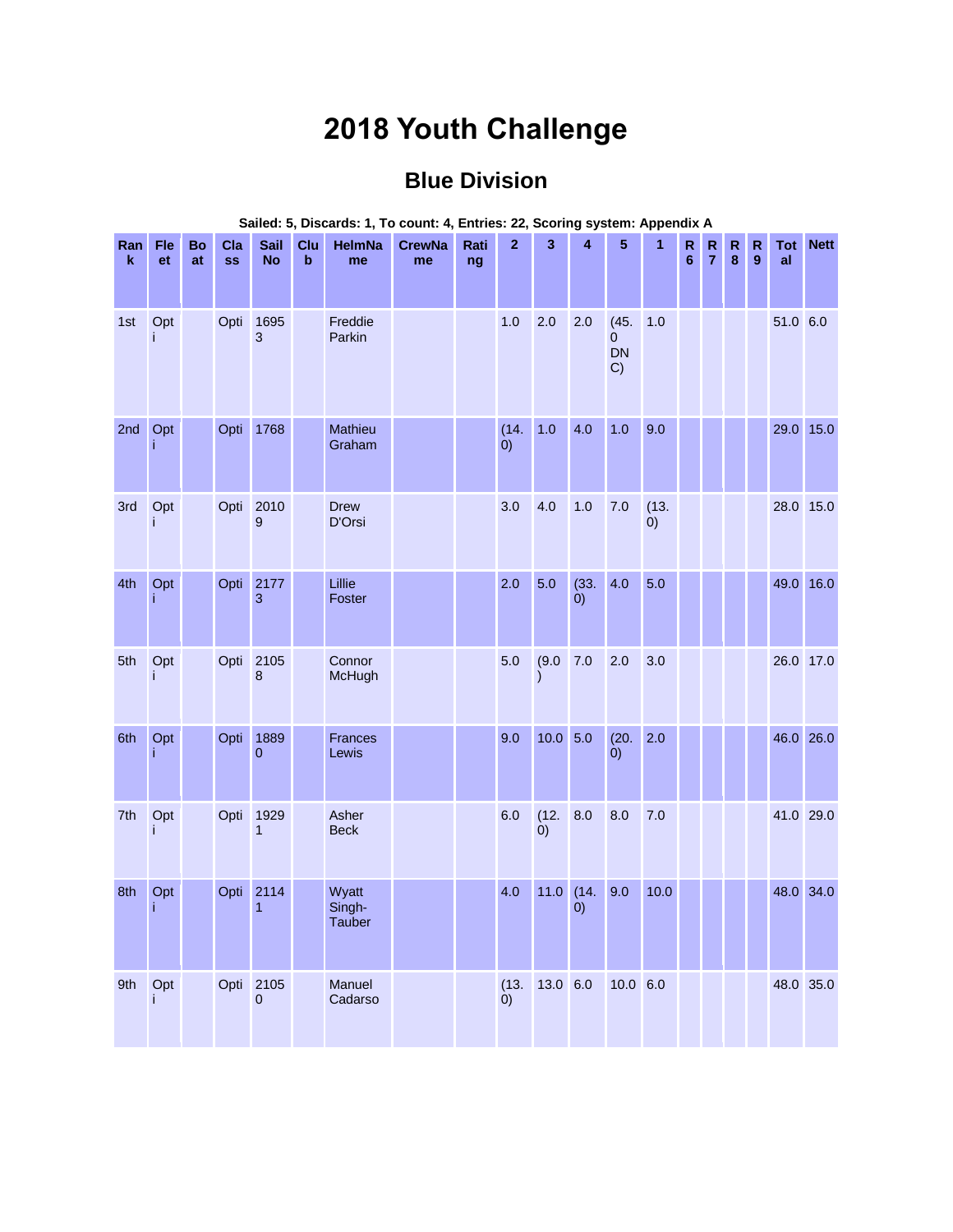# 2018 Youth Challenge

## Blue Division

Sailed: 5, Discards: 1, To count: 4, Entries: 22, Scoring system: Appendix A

| Rank | Fleet | Boat | Class | Sail No | Club | HelmName | CrewName | Rating | 2 | 3 | 4 | 5 | 1 | R6 | R7 | R8 | R9 | Total | Nett |
|---|---|---|---|---|---|---|---|---|---|---|---|---|---|---|---|---|---|---|---|
| 1st | Opti | | Opti | 16953 | | Freddie Parkin | | | 1.0 | 2.0 | 2.0 | (45.0 DNC) | 1.0 | | | | | 51.0 | 6.0 |
| 2nd | Opti | | Opti | 1768 | | Mathieu Graham | | | (14.0) | 1.0 | 4.0 | 1.0 | 9.0 | | | | | 29.0 | 15.0 |
| 3rd | Opti | | Opti | 20109 | | Drew D'Orsi | | | 3.0 | 4.0 | 1.0 | 7.0 | (13.0) | | | | | 28.0 | 15.0 |
| 4th | Opti | | Opti | 21773 | | Lillie Foster | | | 2.0 | 5.0 | (33.0) | 4.0 | 5.0 | | | | | 49.0 | 16.0 |
| 5th | Opti | | Opti | 21058 | | Connor McHugh | | | 5.0 | (9.0) | 7.0 | 2.0 | 3.0 | | | | | 26.0 | 17.0 |
| 6th | Opti | | Opti | 18890 | | Frances Lewis | | | 9.0 | 10.0 | 5.0 | (20.0) | 2.0 | | | | | 46.0 | 26.0 |
| 7th | Opti | | Opti | 19291 | | Asher Beck | | | 6.0 | (12.0) | 8.0 | 8.0 | 7.0 | | | | | 41.0 | 29.0 |
| 8th | Opti | | Opti | 21141 | | Wyatt Singh-Tauber | | | 4.0 | 11.0 | (14.0) | 9.0 | 10.0 | | | | | 48.0 | 34.0 |
| 9th | Opti | | Opti | 21050 | | Manuel Cadarso | | | (13.0) | 13.0 | 6.0 | 10.0 | 6.0 | | | | | 48.0 | 35.0 |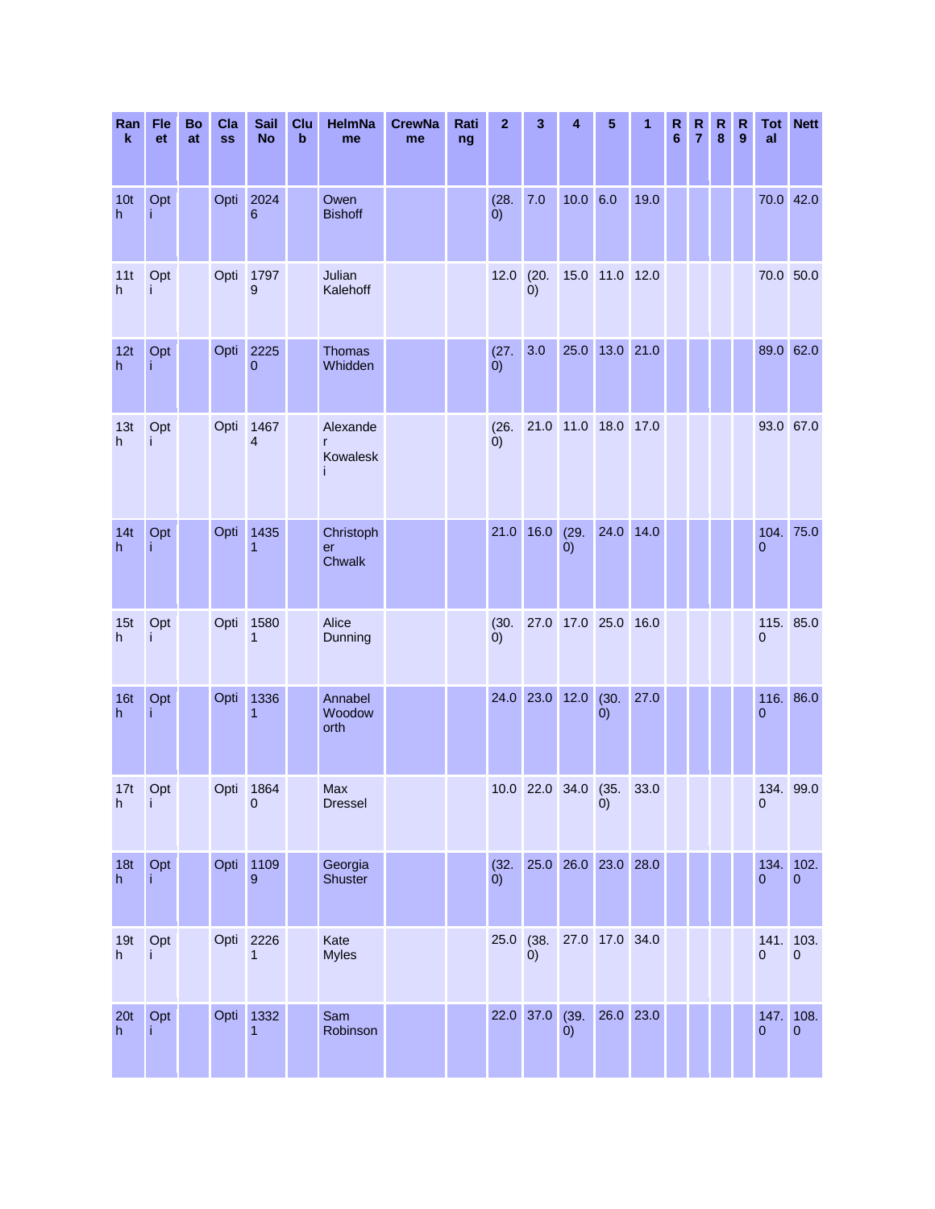| Rank | Fleet | Boat | Class | Sail No | Club | HelmName | CrewName | Rating | 2 | 3 | 4 | 5 | 1 | R 6 | R 7 | R 8 | R 9 | Total | Nett |
|---|---|---|---|---|---|---|---|---|---|---|---|---|---|---|---|---|---|---|---|
| 10th | Opti | | Opti | 20246 | | Owen Bishoff | | | (28.0) | 7.0 | 10.0 | 6.0 | 19.0 | | | | | 70.0 | 42.0 |
| 11th | Opti | | Opti | 17979 | | Julian Kalehoff | | | 12.0 | (20.0) | 15.0 | 11.0 | 12.0 | | | | | 70.0 | 50.0 |
| 12th | Opti | | Opti | 22250 | | Thomas Whidden | | | (27.0) | 3.0 | 25.0 | 13.0 | 21.0 | | | | | 89.0 | 62.0 |
| 13th | Opti | | Opti | 14674 | | Alexander Kowalecki | | | (26.0) | 21.0 | 11.0 | 18.0 | 17.0 | | | | | 93.0 | 67.0 |
| 14th | Opti | | Opti | 14351 | | Christopher Chwalk | | | 21.0 | 16.0 | (29.0) | 24.0 | 14.0 | | | | | 104.0 | 75.0 |
| 15th | Opti | | Opti | 15801 | | Alice Dunning | | | (30.0) | 27.0 | 17.0 | 25.0 | 16.0 | | | | | 115.0 | 85.0 |
| 16th | Opti | | Opti | 13361 | | Annabel Woodoworth | | | 24.0 | 23.0 | 12.0 | (30.0) | 27.0 | | | | | 116.0 | 86.0 |
| 17th | Opti | | Opti | 18640 | | Max Dressel | | | 10.0 | 22.0 | 34.0 | (35.0) | 33.0 | | | | | 134.0 | 99.0 |
| 18th | Opti | | Opti | 11099 | | Georgia Shuster | | | (32.0) | 25.0 | 26.0 | 23.0 | 28.0 | | | | | 134.0 | 102.0 |
| 19th | Opti | | Opti | 22261 | | Kate Myles | | | 25.0 | (38.0) | 27.0 | 17.0 | 34.0 | | | | | 141.0 | 103.0 |
| 20th | Opti | | Opti | 13321 | | Sam Robinson | | | 22.0 | 37.0 | (39.0) | 26.0 | 23.0 | | | | | 147.0 | 108.0 |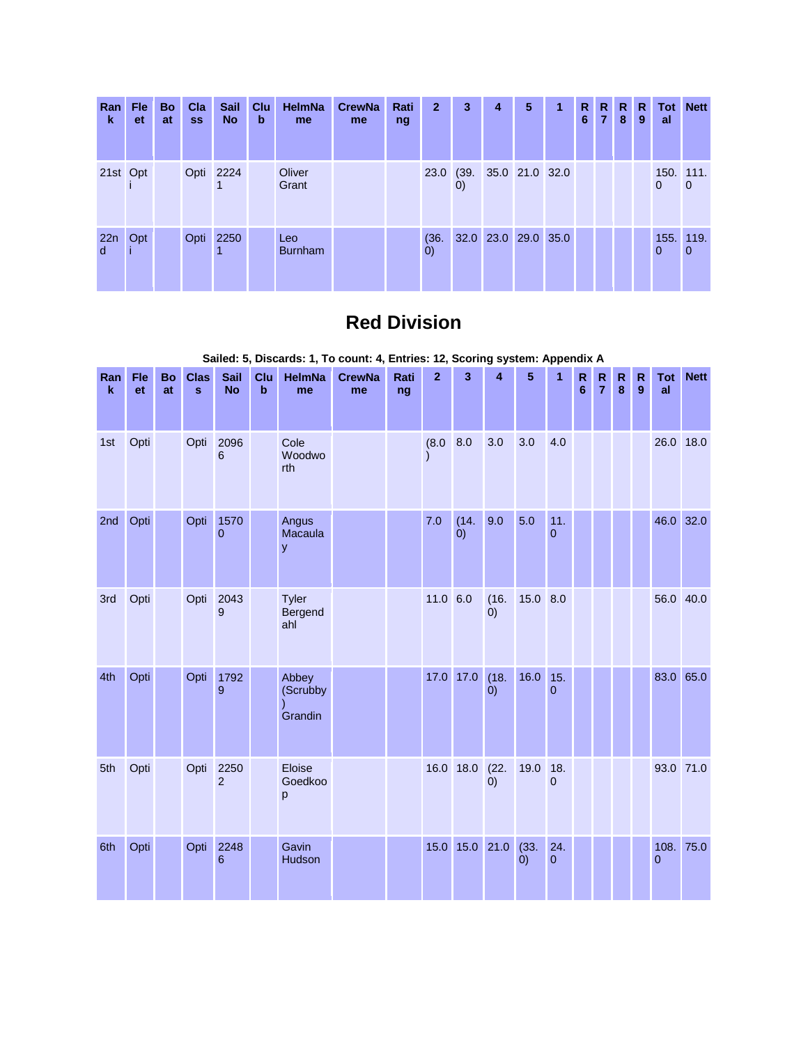| Rank | Fleet | Boat | Class | Sail No | Club | HelmName | CrewName | Rating | 2 | 3 | 4 | 5 | 1 | R 6 | R 7 | R 8 | R 9 | Total | Nett |
|---|---|---|---|---|---|---|---|---|---|---|---|---|---|---|---|---|---|---|---|
| 21st | Opti | | Opti | 22241 | | Oliver Grant | | | 23.0 | (39.0) | 35.0 | 21.0 | 32.0 | | | | | 150.0 | 111.0 |
| 22nd | Opti | | Opti | 22501 | | Leo Burnham | | | (36.0) | 32.0 | 23.0 | 29.0 | 35.0 | | | | | 155.0 | 119.0 |

## Red Division

**Sailed: 5, Discards: 1, To count: 4, Entries: 12, Scoring system: Appendix A**

| Rank | Fleet | Boat | Class | Sail No | Club | HelmName | CrewName | Rating | 2 | 3 | 4 | 5 | 1 | R 6 | R 7 | R 8 | R 9 | Total | Nett |
|---|---|---|---|---|---|---|---|---|---|---|---|---|---|---|---|---|---|---|---|
| 1st | Opti | | Opti | 20966 | | Cole Woodworth | | | (8.0) | 8.0 | 3.0 | 3.0 | 4.0 | | | | | 26.0 | 18.0 |
| 2nd | Opti | | Opti | 15700 | | Angus Macaulay | | | 7.0 | (14.0) | 9.0 | 5.0 | 11.0 | | | | | 46.0 | 32.0 |
| 3rd | Opti | | Opti | 20439 | | Tyler Bergendahl | | | 11.0 | 6.0 | (16.0) | 15.0 | 8.0 | | | | | 56.0 | 40.0 |
| 4th | Opti | | Opti | 17929 | | Abbey (Scrubby) Grandin | | | 17.0 | 17.0 | (18.0) | 16.0 | 15.0 | | | | | 83.0 | 65.0 |
| 5th | Opti | | Opti | 22502 | | Eloise Goedkoop | | | 16.0 | 18.0 | (22.0) | 19.0 | 18.0 | | | | | 93.0 | 71.0 |
| 6th | Opti | | Opti | 22486 | | Gavin Hudson | | | 15.0 | 15.0 | 21.0 | (33.0) | 24.0 | | | | | 108.0 | 75.0 |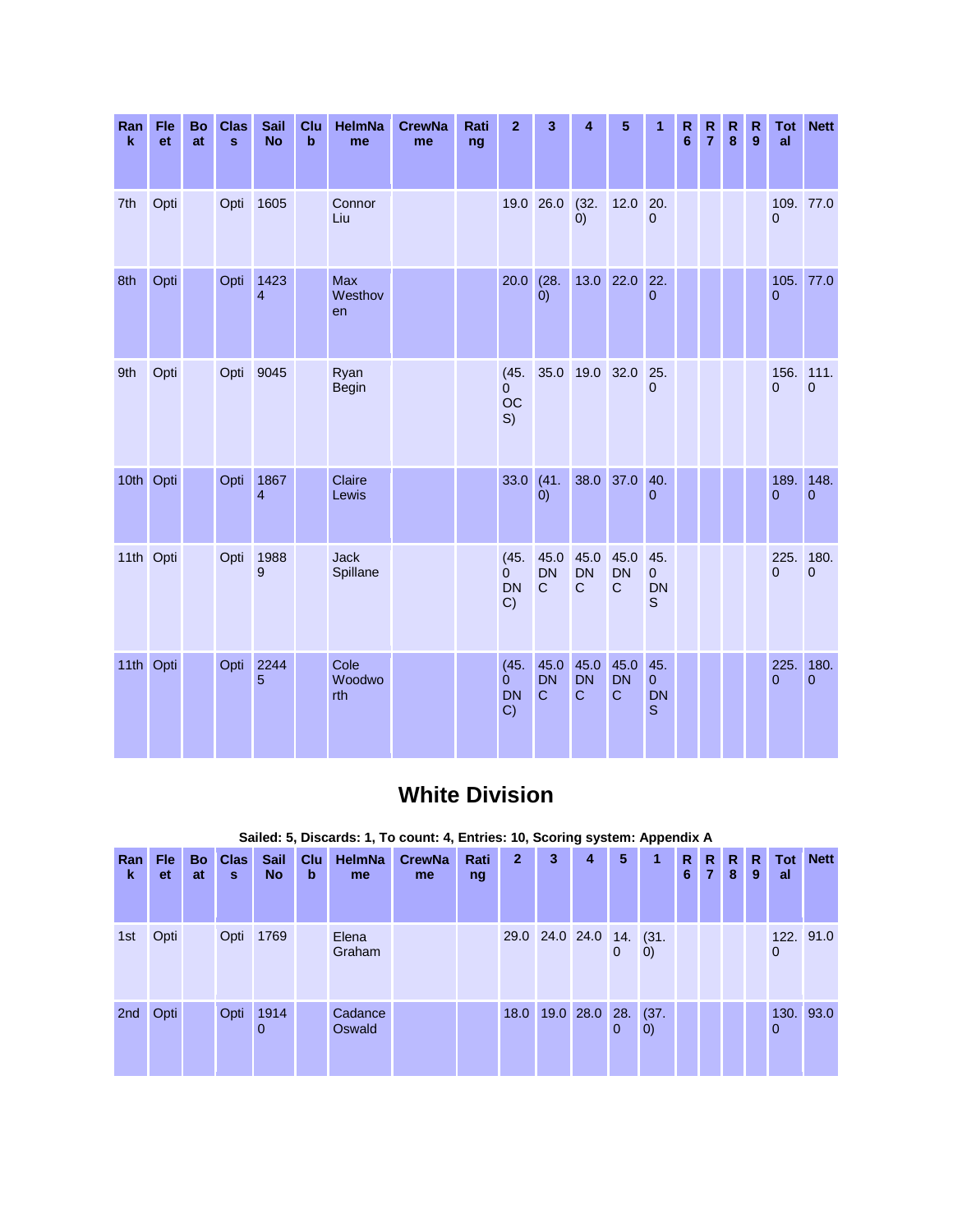| Rank | Fleet | Boat | Class | Sail No | Club | HelmName | CrewName | Rating | 2 | 3 | 4 | 5 | 1 | R 6 | R 7 | R 8 | R 9 | Total | Nett |
|---|---|---|---|---|---|---|---|---|---|---|---|---|---|---|---|---|---|---|---|
| 7th | Opti | | Opti | 1605 | | Connor Liu | | | 19.0 | 26.0 | (32.0) | 12.0 | 20.0 | | | | | 109.0 | 77.0 |
| 8th | Opti | | Opti | 14234 | | Max Westhoven | | | 20.0 | (28.0) | 13.0 | 22.0 | 22.0 | | | | | 105.0 | 77.0 |
| 9th | Opti | | Opti | 9045 | | Ryan Begin | | | (45.0 OCS) | 35.0 | 19.0 | 32.0 | 25.0 | | | | | 156.0 | 111.0 |
| 10th | Opti | | Opti | 18674 | | Claire Lewis | | | 33.0 | (41.0) | 38.0 | 37.0 | 40.0 | | | | | 189.0 | 148.0 |
| 11th | Opti | | Opti | 19889 | | Jack Spillane | | | (45.0 DNC) | 45.0 DNC | 45.0 DNC | 45.0 DNC | 45.0 DNS | | | | | 225.0 | 180.0 |
| 11th | Opti | | Opti | 22445 | | Cole Woodworth | | | (45.0 DNC) | 45.0 DNC | 45.0 DNC | 45.0 DNC | 45.0 DNS | | | | | 225.0 | 180.0 |

## White Division

**Sailed: 5, Discards: 1, To count: 4, Entries: 10, Scoring system: Appendix A**

| Rank | Fleet | Boat | Class | Sail No | Club | HelmName | CrewName | Rating | 2 | 3 | 4 | 5 | 1 | R 6 | R 7 | R 8 | R 9 | Total | Nett |
|---|---|---|---|---|---|---|---|---|---|---|---|---|---|---|---|---|---|---|---|
| 1st | Opti | | Opti | 1769 | | Elena Graham | | | 29.0 | 24.0 | 24.0 | 14.0 | (31.0) | | | | | 122.0 | 91.0 |
| 2nd | Opti | | Opti | 19140 | | Cadance Oswald | | | 18.0 | 19.0 | 28.0 | 28.0 | (37.0) | | | | | 130.0 | 93.0 |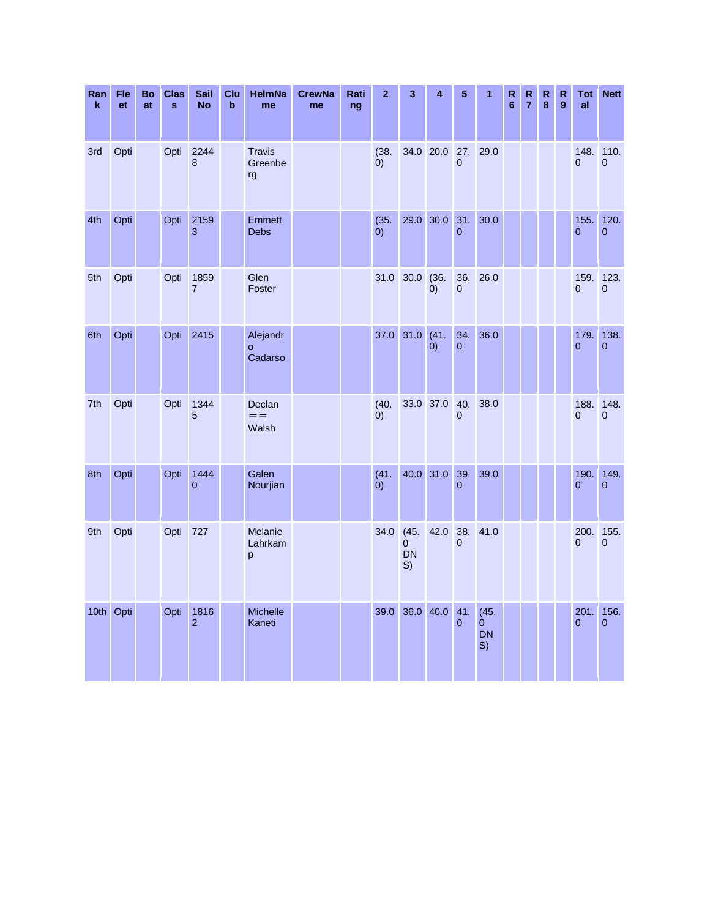| Rank | Fleet | Boat | Class | Sail No | Club | HelmName | CrewName | Rating | 2 | 3 | 4 | 5 | 1 | R 6 | R 7 | R 8 | R 9 | Total | Nett |
|---|---|---|---|---|---|---|---|---|---|---|---|---|---|---|---|---|---|---|---|
| 3rd | Opti | | Opti | 22448 | | Travis Greenberg | | | (38.0) | 34.0 | 20.0 | 27.0 | 29.0 | | | | | 148.0 | 110.0 |
| 4th | Opti | | Opti | 21593 | | Emmett Debs | | | (35.0) | 29.0 | 30.0 | 31.0 | 30.0 | | | | | 155.0 | 120.0 |
| 5th | Opti | | Opti | 18597 | | Glen Foster | | | 31.0 | 30.0 | (36.0) | 36.0 | 26.0 | | | | | 159.0 | 123.0 |
| 6th | Opti | | Opti | 2415 | | Alejandro Cadarso | | | 37.0 | 31.0 | (41.0) | 34.0 | 36.0 | | | | | 179.0 | 138.0 |
| 7th | Opti | | Opti | 13445 | | Declan == Walsh | | | (40.0) | 33.0 | 37.0 | 40.0 | 38.0 | | | | | 188.0 | 148.0 |
| 8th | Opti | | Opti | 14440 | | Galen Nourjian | | | (41.0) | 40.0 | 31.0 | 39.0 | 39.0 | | | | | 190.0 | 149.0 |
| 9th | Opti | | Opti | 727 | | Melanie Lahrkamp | | | 34.0 | (45.0 DNS) | 42.0 | 38.0 | 41.0 | | | | | 200.0 | 155.0 |
| 10th | Opti | | Opti | 18162 | | Michelle Kaneti | | | 39.0 | 36.0 | 40.0 | 41.0 | (45.0 DNS) | | | | | 201.0 | 156.0 |